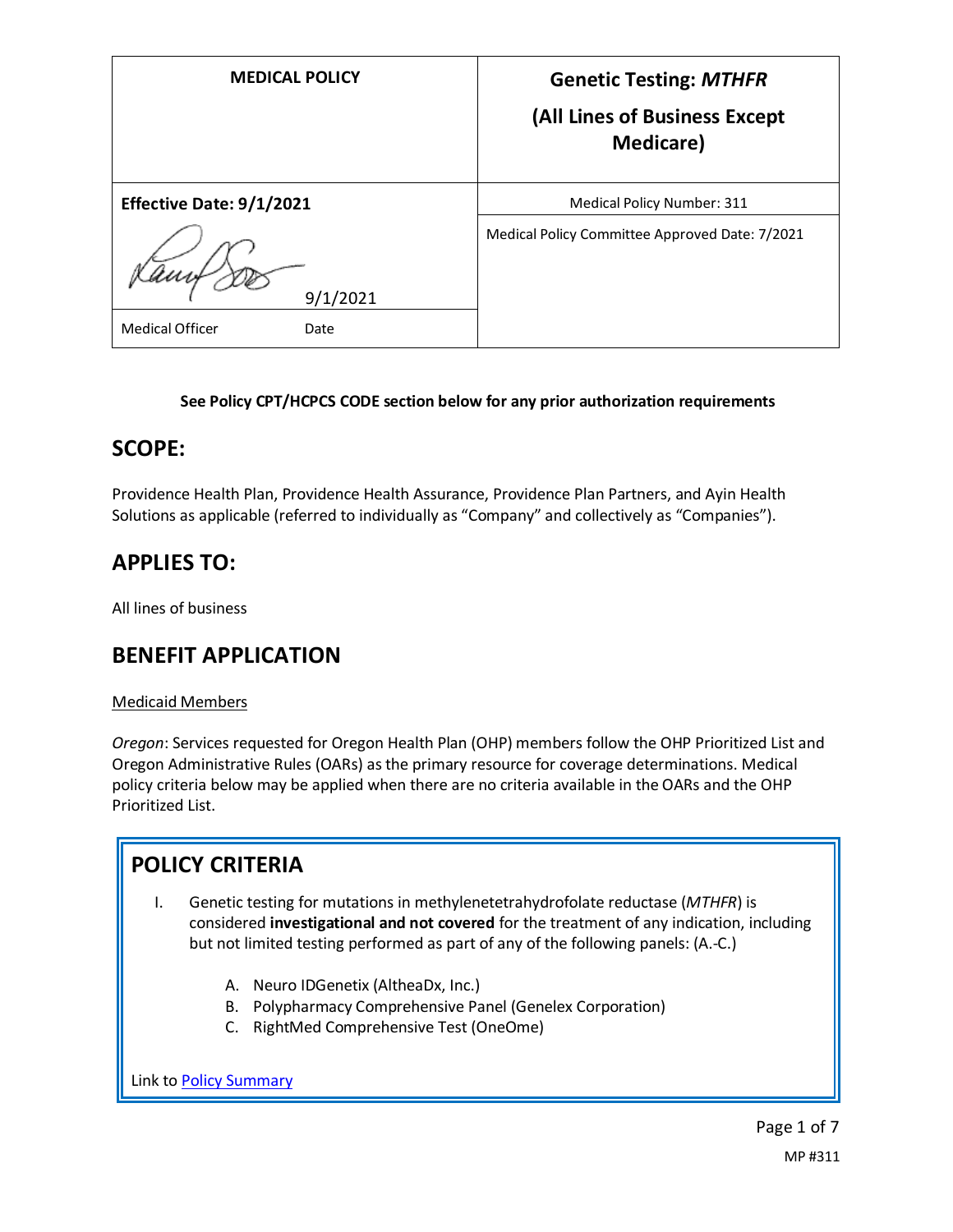| MEDICAL POLICY | Genetic Testing: *MTHFR* (All Lines of Business Except Medicare) |
|---|---|
| **Effective Date: 9/1/2021** | Medical Policy Number: 311 |
| 9/1/2021 | Medical Policy Committee Approved Date: 7/2021 |
| Medical Officer Date | |

**See Policy CPT/HCPCS CODE section below for any prior authorization requirements**

## SCOPE:

Providence Health Plan, Providence Health Assurance, Providence Plan Partners, and Ayin Health Solutions as applicable (referred to individually as "Company" and collectively as "Companies").

## APPLIES TO:

All lines of business

## BENEFIT APPLICATION

Medicaid Members

*Oregon*: Services requested for Oregon Health Plan (OHP) members follow the OHP Prioritized List and Oregon Administrative Rules (OARs) as the primary resource for coverage determinations. Medical policy criteria below may be applied when there are no criteria available in the OARs and the OHP Prioritized List.

## POLICY CRITERIA

I. Genetic testing for mutations in methylenetetrahydrofolate reductase (*MTHFR*) is considered **investigational and not covered** for the treatment of any indication, including but not limited testing performed as part of any of the following panels: (A.-C.)

   A. Neuro IDGenetix (AltheaDx, Inc.)
   B. Polypharmacy Comprehensive Panel (Genelex Corporation)
   C. RightMed Comprehensive Test (OneOme)

Link to Policy Summary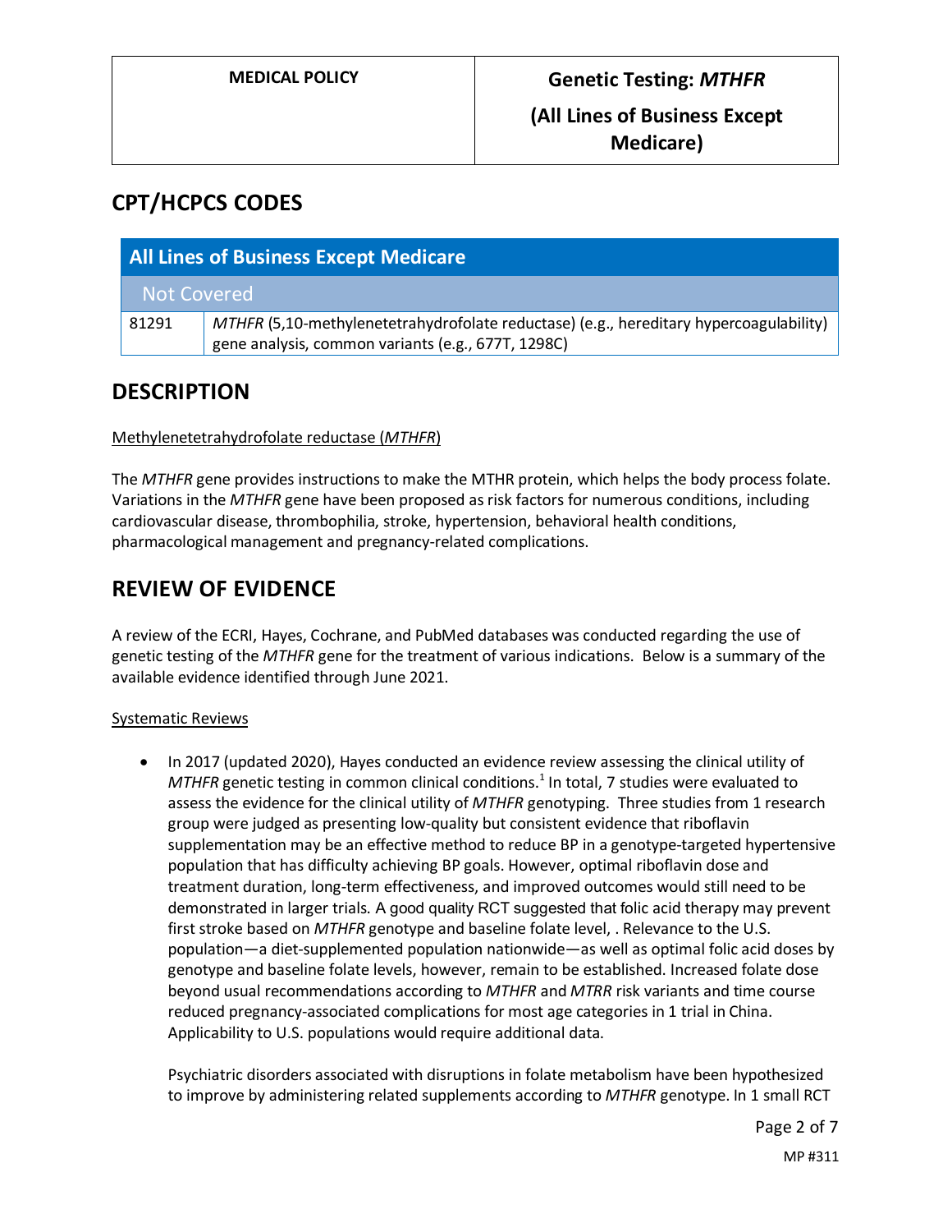## CPT/HCPCS CODES

| All Lines of Business Except Medicare | |
|---|---|
| Not Covered | |
| 81291 | *MTHFR* (5,10-methylenetetrahydrofolate reductase) (e.g., hereditary hypercoagulability) gene analysis, common variants (e.g., 677T, 1298C) |

## DESCRIPTION

Methylenetetrahydrofolate reductase (*MTHFR*)

The *MTHFR* gene provides instructions to make the MTHR protein, which helps the body process folate. Variations in the *MTHFR* gene have been proposed as risk factors for numerous conditions, including cardiovascular disease, thrombophilia, stroke, hypertension, behavioral health conditions, pharmacological management and pregnancy-related complications.

## REVIEW OF EVIDENCE

A review of the ECRI, Hayes, Cochrane, and PubMed databases was conducted regarding the use of genetic testing of the *MTHFR* gene for the treatment of various indications. Below is a summary of the available evidence identified through June 2021.

Systematic Reviews

- In 2017 (updated 2020), Hayes conducted an evidence review assessing the clinical utility of *MTHFR* genetic testing in common clinical conditions.[1] In total, 7 studies were evaluated to assess the evidence for the clinical utility of *MTHFR* genotyping. Three studies from 1 research group were judged as presenting low-quality but consistent evidence that riboflavin supplementation may be an effective method to reduce BP in a genotype-targeted hypertensive population that has difficulty achieving BP goals. However, optimal riboflavin dose and treatment duration, long-term effectiveness, and improved outcomes would still need to be demonstrated in larger trials. A good quality RCT suggested that folic acid therapy may prevent first stroke based on *MTHFR* genotype and baseline folate level, . Relevance to the U.S. population—a diet-supplemented population nationwide—as well as optimal folic acid doses by genotype and baseline folate levels, however, remain to be established. Increased folate dose beyond usual recommendations according to *MTHFR* and *MTRR* risk variants and time course reduced pregnancy-associated complications for most age categories in 1 trial in China. Applicability to U.S. populations would require additional data.

  Psychiatric disorders associated with disruptions in folate metabolism have been hypothesized to improve by administering related supplements according to *MTHFR* genotype. In 1 small RCT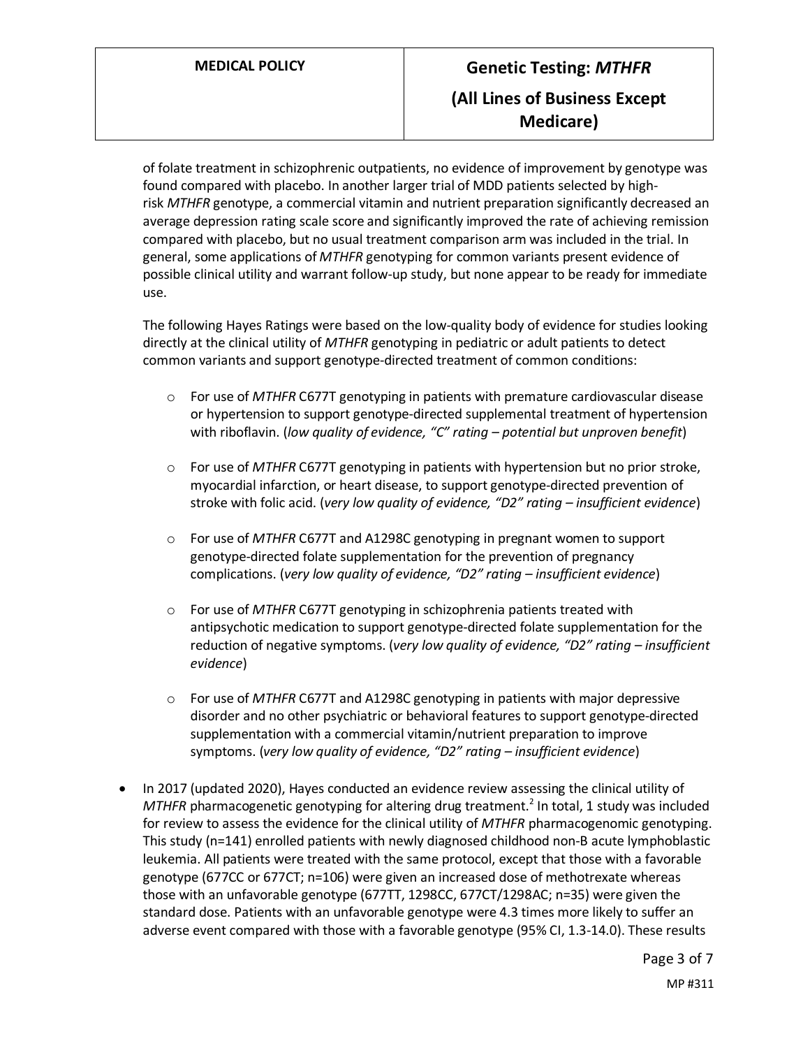of folate treatment in schizophrenic outpatients, no evidence of improvement by genotype was found compared with placebo. In another larger trial of MDD patients selected by high-risk *MTHFR* genotype, a commercial vitamin and nutrient preparation significantly decreased an average depression rating scale score and significantly improved the rate of achieving remission compared with placebo, but no usual treatment comparison arm was included in the trial. In general, some applications of *MTHFR* genotyping for common variants present evidence of possible clinical utility and warrant follow-up study, but none appear to be ready for immediate use.

The following Hayes Ratings were based on the low-quality body of evidence for studies looking directly at the clinical utility of *MTHFR* genotyping in pediatric or adult patients to detect common variants and support genotype-directed treatment of common conditions:

- For use of *MTHFR* C677T genotyping in patients with premature cardiovascular disease or hypertension to support genotype-directed supplemental treatment of hypertension with riboflavin. (*low quality of evidence, "C" rating – potential but unproven benefit*)
- For use of *MTHFR* C677T genotyping in patients with hypertension but no prior stroke, myocardial infarction, or heart disease, to support genotype-directed prevention of stroke with folic acid. (*very low quality of evidence, "D2" rating – insufficient evidence*)
- For use of *MTHFR* C677T and A1298C genotyping in pregnant women to support genotype-directed folate supplementation for the prevention of pregnancy complications. (*very low quality of evidence, "D2" rating – insufficient evidence*)
- For use of *MTHFR* C677T genotyping in schizophrenia patients treated with antipsychotic medication to support genotype-directed folate supplementation for the reduction of negative symptoms. (*very low quality of evidence, "D2" rating – insufficient evidence*)
- For use of *MTHFR* C677T and A1298C genotyping in patients with major depressive disorder and no other psychiatric or behavioral features to support genotype-directed supplementation with a commercial vitamin/nutrient preparation to improve symptoms. (*very low quality of evidence, "D2" rating – insufficient evidence*)

- In 2017 (updated 2020), Hayes conducted an evidence review assessing the clinical utility of *MTHFR* pharmacogenetic genotyping for altering drug treatment.[2] In total, 1 study was included for review to assess the evidence for the clinical utility of *MTHFR* pharmacogenomic genotyping. This study (n=141) enrolled patients with newly diagnosed childhood non-B acute lymphoblastic leukemia. All patients were treated with the same protocol, except that those with a favorable genotype (677CC or 677CT; n=106) were given an increased dose of methotrexate whereas those with an unfavorable genotype (677TT, 1298CC, 677CT/1298AC; n=35) were given the standard dose. Patients with an unfavorable genotype were 4.3 times more likely to suffer an adverse event compared with those with a favorable genotype (95% CI, 1.3-14.0). These results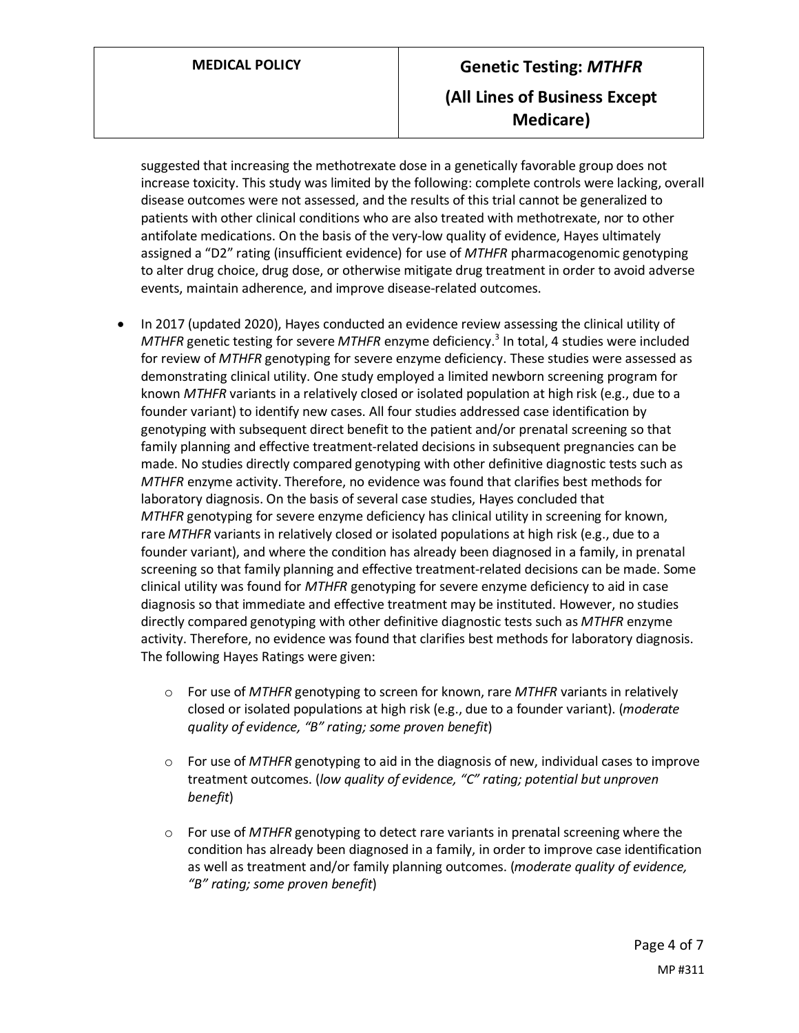suggested that increasing the methotrexate dose in a genetically favorable group does not increase toxicity. This study was limited by the following: complete controls were lacking, overall disease outcomes were not assessed, and the results of this trial cannot be generalized to patients with other clinical conditions who are also treated with methotrexate, nor to other antifolate medications. On the basis of the very-low quality of evidence, Hayes ultimately assigned a "D2" rating (insufficient evidence) for use of *MTHFR* pharmacogenomic genotyping to alter drug choice, drug dose, or otherwise mitigate drug treatment in order to avoid adverse events, maintain adherence, and improve disease-related outcomes.

- In 2017 (updated 2020), Hayes conducted an evidence review assessing the clinical utility of *MTHFR* genetic testing for severe *MTHFR* enzyme deficiency.[3] In total, 4 studies were included for review of *MTHFR* genotyping for severe enzyme deficiency. These studies were assessed as demonstrating clinical utility. One study employed a limited newborn screening program for known *MTHFR* variants in a relatively closed or isolated population at high risk (e.g., due to a founder variant) to identify new cases. All four studies addressed case identification by genotyping with subsequent direct benefit to the patient and/or prenatal screening so that family planning and effective treatment-related decisions in subsequent pregnancies can be made. No studies directly compared genotyping with other definitive diagnostic tests such as *MTHFR* enzyme activity. Therefore, no evidence was found that clarifies best methods for laboratory diagnosis. On the basis of several case studies, Hayes concluded that *MTHFR* genotyping for severe enzyme deficiency has clinical utility in screening for known, rare *MTHFR* variants in relatively closed or isolated populations at high risk (e.g., due to a founder variant), and where the condition has already been diagnosed in a family, in prenatal screening so that family planning and effective treatment-related decisions can be made. Some clinical utility was found for *MTHFR* genotyping for severe enzyme deficiency to aid in case diagnosis so that immediate and effective treatment may be instituted. However, no studies directly compared genotyping with other definitive diagnostic tests such as *MTHFR* enzyme activity. Therefore, no evidence was found that clarifies best methods for laboratory diagnosis. The following Hayes Ratings were given:
    - For use of *MTHFR* genotyping to screen for known, rare *MTHFR* variants in relatively closed or isolated populations at high risk (e.g., due to a founder variant). (*moderate quality of evidence, "B" rating; some proven benefit*)
    - For use of *MTHFR* genotyping to aid in the diagnosis of new, individual cases to improve treatment outcomes. (*low quality of evidence, "C" rating; potential but unproven benefit*)
    - For use of *MTHFR* genotyping to detect rare variants in prenatal screening where the condition has already been diagnosed in a family, in order to improve case identification as well as treatment and/or family planning outcomes. (*moderate quality of evidence, "B" rating; some proven benefit*)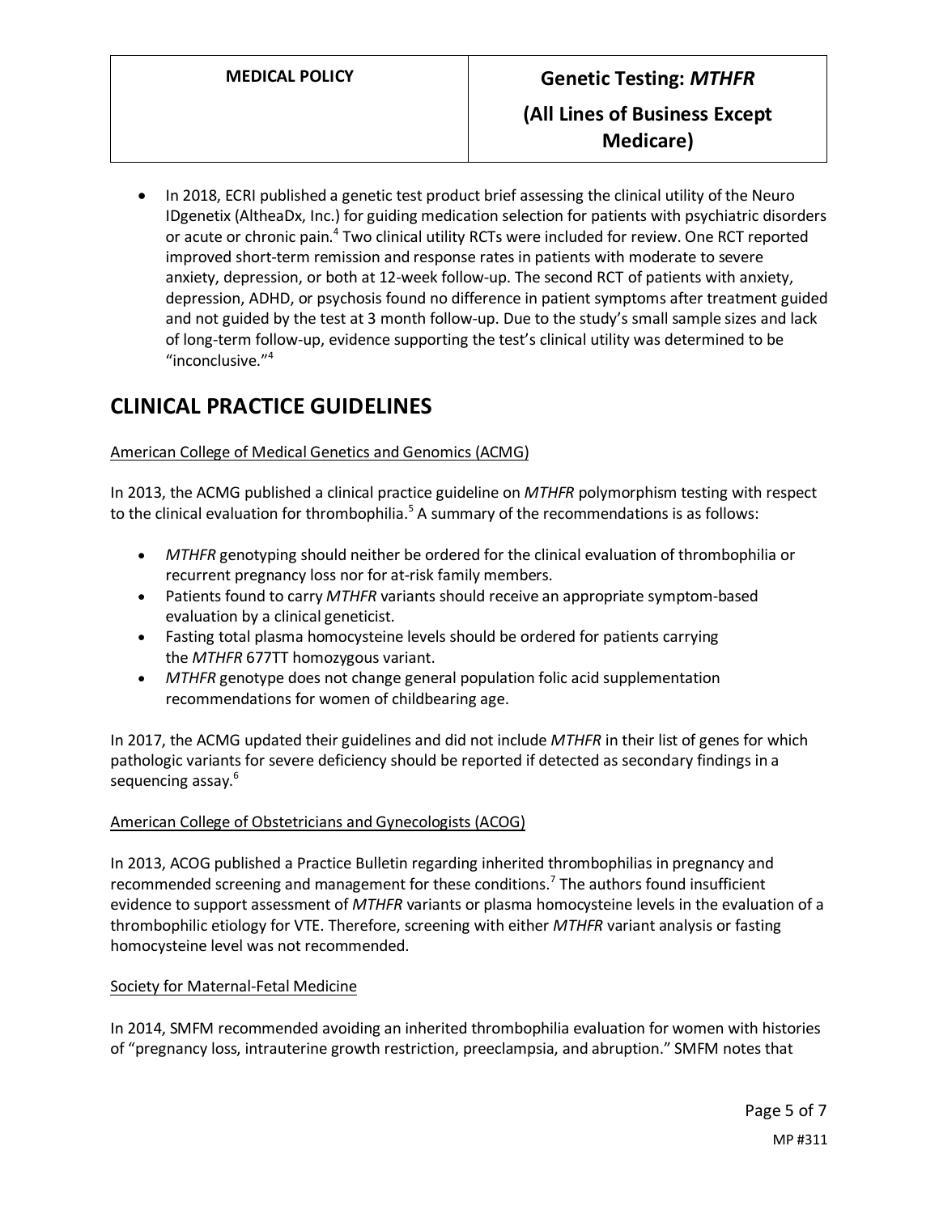- In 2018, ECRI published a genetic test product brief assessing the clinical utility of the Neuro IDgenetix (AltheaDx, Inc.) for guiding medication selection for patients with psychiatric disorders or acute or chronic pain.[4] Two clinical utility RCTs were included for review. One RCT reported improved short-term remission and response rates in patients with moderate to severe anxiety, depression, or both at 12-week follow-up. The second RCT of patients with anxiety, depression, ADHD, or psychosis found no difference in patient symptoms after treatment guided and not guided by the test at 3 month follow-up. Due to the study's small sample sizes and lack of long-term follow-up, evidence supporting the test's clinical utility was determined to be "inconclusive."[4]

# CLINICAL PRACTICE GUIDELINES

American College of Medical Genetics and Genomics (ACMG)

In 2013, the ACMG published a clinical practice guideline on *MTHFR* polymorphism testing with respect to the clinical evaluation for thrombophilia.[5] A summary of the recommendations is as follows:

- *MTHFR* genotyping should neither be ordered for the clinical evaluation of thrombophilia or recurrent pregnancy loss nor for at-risk family members.
- Patients found to carry *MTHFR* variants should receive an appropriate symptom-based evaluation by a clinical geneticist.
- Fasting total plasma homocysteine levels should be ordered for patients carrying the *MTHFR* 677TT homozygous variant.
- *MTHFR* genotype does not change general population folic acid supplementation recommendations for women of childbearing age.

In 2017, the ACMG updated their guidelines and did not include *MTHFR* in their list of genes for which pathologic variants for severe deficiency should be reported if detected as secondary findings in a sequencing assay.[6]

American College of Obstetricians and Gynecologists (ACOG)

In 2013, ACOG published a Practice Bulletin regarding inherited thrombophilias in pregnancy and recommended screening and management for these conditions.[7] The authors found insufficient evidence to support assessment of *MTHFR* variants or plasma homocysteine levels in the evaluation of a thrombophilic etiology for VTE. Therefore, screening with either *MTHFR* variant analysis or fasting homocysteine level was not recommended.

Society for Maternal-Fetal Medicine

In 2014, SMFM recommended avoiding an inherited thrombophilia evaluation for women with histories of "pregnancy loss, intrauterine growth restriction, preeclampsia, and abruption." SMFM notes that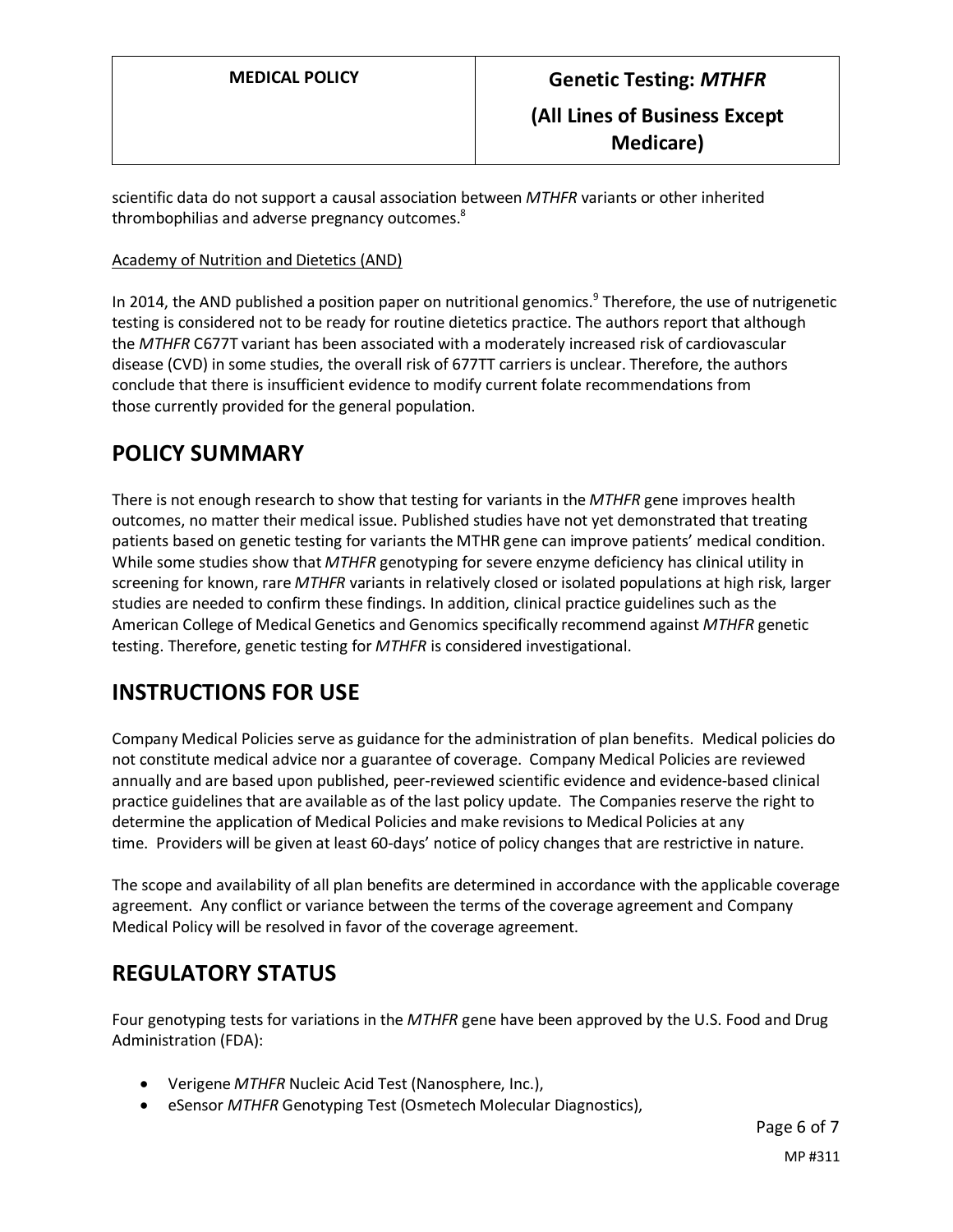scientific data do not support a causal association between *MTHFR* variants or other inherited thrombophilias and adverse pregnancy outcomes.[8]

Academy of Nutrition and Dietetics (AND)

In 2014, the AND published a position paper on nutritional genomics.[9] Therefore, the use of nutrigenetic testing is considered not to be ready for routine dietetics practice. The authors report that although the *MTHFR* C677T variant has been associated with a moderately increased risk of cardiovascular disease (CVD) in some studies, the overall risk of 677TT carriers is unclear. Therefore, the authors conclude that there is insufficient evidence to modify current folate recommendations from those currently provided for the general population.

# POLICY SUMMARY

There is not enough research to show that testing for variants in the *MTHFR* gene improves health outcomes, no matter their medical issue. Published studies have not yet demonstrated that treating patients based on genetic testing for variants the MTHR gene can improve patients' medical condition. While some studies show that *MTHFR* genotyping for severe enzyme deficiency has clinical utility in screening for known, rare *MTHFR* variants in relatively closed or isolated populations at high risk, larger studies are needed to confirm these findings. In addition, clinical practice guidelines such as the American College of Medical Genetics and Genomics specifically recommend against *MTHFR* genetic testing. Therefore, genetic testing for *MTHFR* is considered investigational.

# INSTRUCTIONS FOR USE

Company Medical Policies serve as guidance for the administration of plan benefits. Medical policies do not constitute medical advice nor a guarantee of coverage. Company Medical Policies are reviewed annually and are based upon published, peer-reviewed scientific evidence and evidence-based clinical practice guidelines that are available as of the last policy update. The Companies reserve the right to determine the application of Medical Policies and make revisions to Medical Policies at any time. Providers will be given at least 60-days' notice of policy changes that are restrictive in nature.

The scope and availability of all plan benefits are determined in accordance with the applicable coverage agreement. Any conflict or variance between the terms of the coverage agreement and Company Medical Policy will be resolved in favor of the coverage agreement.

# REGULATORY STATUS

Four genotyping tests for variations in the *MTHFR* gene have been approved by the U.S. Food and Drug Administration (FDA):

- Verigene *MTHFR* Nucleic Acid Test (Nanosphere, Inc.),
- eSensor *MTHFR* Genotyping Test (Osmetech Molecular Diagnostics),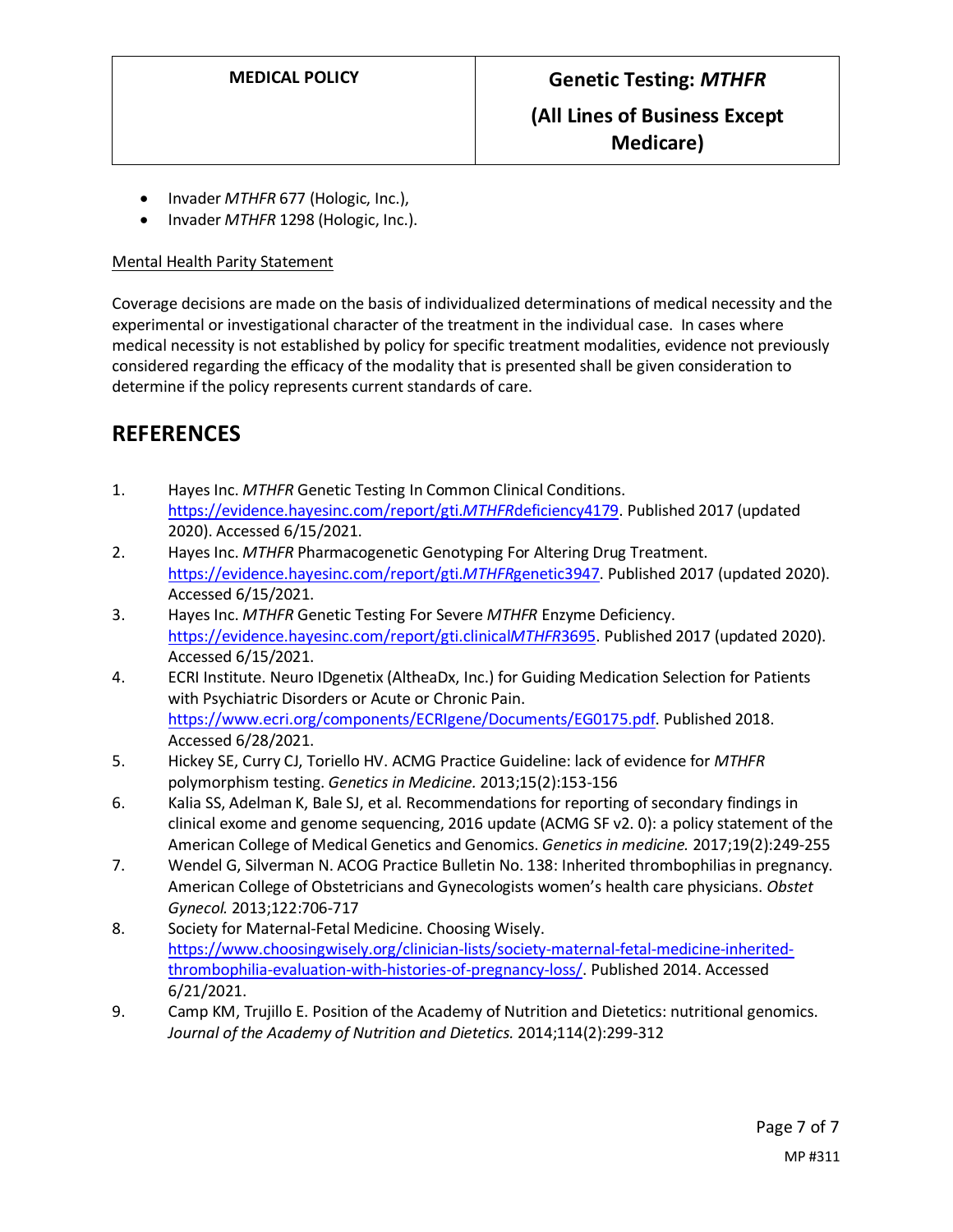- Invader *MTHFR* 677 (Hologic, Inc.),
- Invader *MTHFR* 1298 (Hologic, Inc.).

Mental Health Parity Statement

Coverage decisions are made on the basis of individualized determinations of medical necessity and the experimental or investigational character of the treatment in the individual case. In cases where medical necessity is not established by policy for specific treatment modalities, evidence not previously considered regarding the efficacy of the modality that is presented shall be given consideration to determine if the policy represents current standards of care.

## REFERENCES

1. Hayes Inc. *MTHFR* Genetic Testing In Common Clinical Conditions. https://evidence.hayesinc.com/report/gti.MTHFRdeficiency4179. Published 2017 (updated 2020). Accessed 6/15/2021.
2. Hayes Inc. *MTHFR* Pharmacogenetic Genotyping For Altering Drug Treatment. https://evidence.hayesinc.com/report/gti.MTHFRgenetic3947. Published 2017 (updated 2020). Accessed 6/15/2021.
3. Hayes Inc. *MTHFR* Genetic Testing For Severe *MTHFR* Enzyme Deficiency. https://evidence.hayesinc.com/report/gti.clinicalMTHFR3695. Published 2017 (updated 2020). Accessed 6/15/2021.
4. ECRI Institute. Neuro IDgenetix (AltheaDx, Inc.) for Guiding Medication Selection for Patients with Psychiatric Disorders or Acute or Chronic Pain. https://www.ecri.org/components/ECRIgene/Documents/EG0175.pdf. Published 2018. Accessed 6/28/2021.
5. Hickey SE, Curry CJ, Toriello HV. ACMG Practice Guideline: lack of evidence for *MTHFR* polymorphism testing. *Genetics in Medicine.* 2013;15(2):153-156
6. Kalia SS, Adelman K, Bale SJ, et al. Recommendations for reporting of secondary findings in clinical exome and genome sequencing, 2016 update (ACMG SF v2. 0): a policy statement of the American College of Medical Genetics and Genomics. *Genetics in medicine.* 2017;19(2):249-255
7. Wendel G, Silverman N. ACOG Practice Bulletin No. 138: Inherited thrombophilias in pregnancy. American College of Obstetricians and Gynecologists women's health care physicians. *Obstet Gynecol.* 2013;122:706-717
8. Society for Maternal-Fetal Medicine. Choosing Wisely. https://www.choosingwisely.org/clinician-lists/society-maternal-fetal-medicine-inherited-thrombophilia-evaluation-with-histories-of-pregnancy-loss/. Published 2014. Accessed 6/21/2021.
9. Camp KM, Trujillo E. Position of the Academy of Nutrition and Dietetics: nutritional genomics. *Journal of the Academy of Nutrition and Dietetics.* 2014;114(2):299-312